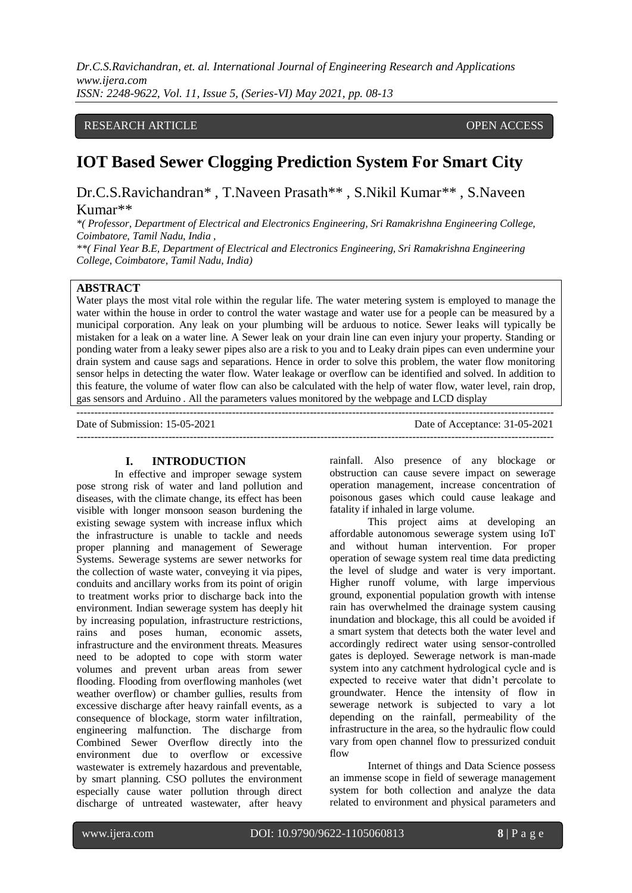RESEARCH ARTICLE OPEN ACCESS

# IOT Based Sewer Clogging Prediction System For Smart City

Dr.C.S.Ravichandran* , T.Naveen Prasath** , S.Nikil Kumar** , S.Naveen Kumar**

*( Professor, Department of Electrical and Electronics Engineering, Sri Ramakrishna Engineering College, Coimbatore, Tamil Nadu, India ,

**( Final Year B.E, Department of Electrical and Electronics Engineering, Sri Ramakrishna Engineering College, Coimbatore, Tamil Nadu, India)

## ABSTRACT

Water plays the most vital role within the regular life. The water metering system is employed to manage the water within the house in order to control the water wastage and water use for a people can be measured by a municipal corporation. Any leak on your plumbing will be arduous to notice. Sewer leaks will typically be mistaken for a leak on a water line. A Sewer leak on your drain line can even injury your property. Standing or ponding water from a leaky sewer pipes also are a risk to you and to Leaky drain pipes can even undermine your drain system and cause sags and separations. Hence in order to solve this problem, the water flow monitoring sensor helps in detecting the water flow. Water leakage or overflow can be identified and solved. In addition to this feature, the volume of water flow can also be calculated with the help of water flow, water level, rain drop, gas sensors and Arduino . All the parameters values monitored by the webpage and LCD display

---

Date of Submission: 15-05-2021 Date of Acceptance: 31-05-2021

---

## I. INTRODUCTION

In effective and improper sewage system pose strong risk of water and land pollution and diseases, with the climate change, its effect has been visible with longer monsoon season burdening the existing sewage system with increase influx which the infrastructure is unable to tackle and needs proper planning and management of Sewerage Systems. Sewerage systems are sewer networks for the collection of waste water, conveying it via pipes, conduits and ancillary works from its point of origin to treatment works prior to discharge back into the environment. Indian sewerage system has deeply hit by increasing population, infrastructure restrictions, rains and poses human, economic assets, infrastructure and the environment threats. Measures need to be adopted to cope with storm water volumes and prevent urban areas from sewer flooding. Flooding from overflowing manholes (wet weather overflow) or chamber gullies, results from excessive discharge after heavy rainfall events, as a consequence of blockage, storm water infiltration, engineering malfunction. The discharge from Combined Sewer Overflow directly into the environment due to overflow or excessive wastewater is extremely hazardous and preventable, by smart planning. CSO pollutes the environment especially cause water pollution through direct discharge of untreated wastewater, after heavy rainfall. Also presence of any blockage or obstruction can cause severe impact on sewerage operation management, increase concentration of poisonous gases which could cause leakage and fatality if inhaled in large volume.

This project aims at developing an affordable autonomous sewerage system using IoT and without human intervention. For proper operation of sewage system real time data predicting the level of sludge and water is very important. Higher runoff volume, with large impervious ground, exponential population growth with intense rain has overwhelmed the drainage system causing inundation and blockage, this all could be avoided if a smart system that detects both the water level and accordingly redirect water using sensor-controlled gates is deployed. Sewerage network is man-made system into any catchment hydrological cycle and is expected to receive water that didn't percolate to groundwater. Hence the intensity of flow in sewerage network is subjected to vary a lot depending on the rainfall, permeability of the infrastructure in the area, so the hydraulic flow could vary from open channel flow to pressurized conduit flow

Internet of things and Data Science possess an immense scope in field of sewerage management system for both collection and analyze the data related to environment and physical parameters and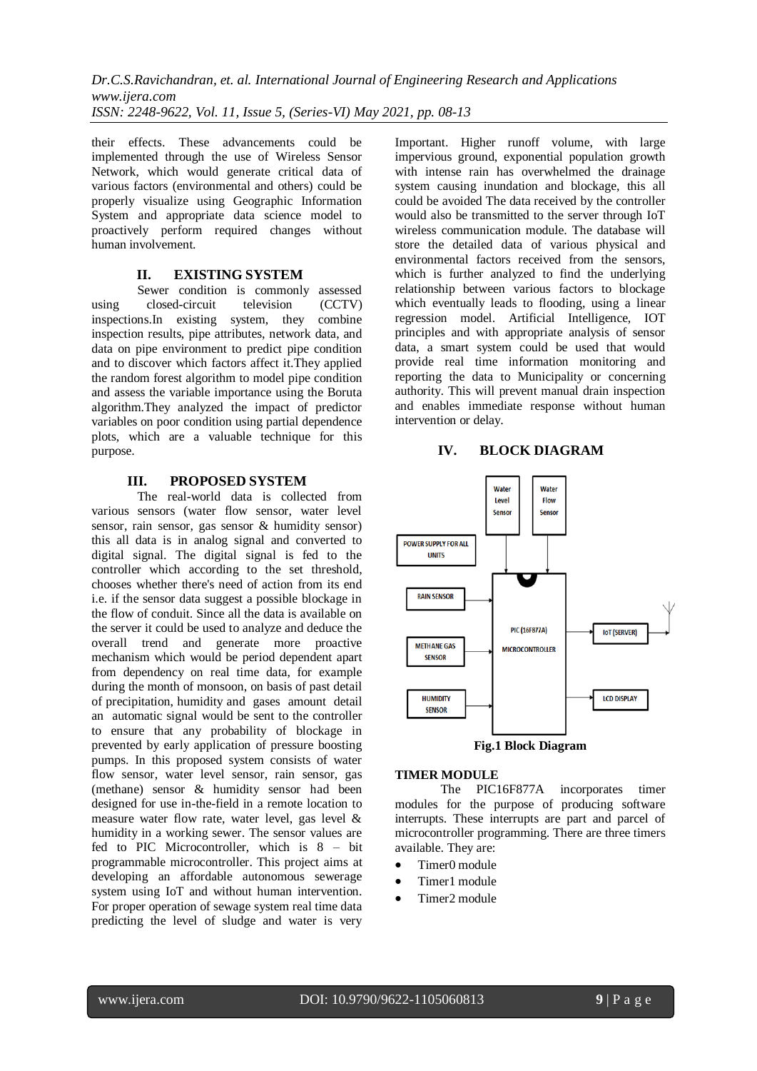their effects. These advancements could be implemented through the use of Wireless Sensor Network, which would generate critical data of various factors (environmental and others) could be properly visualize using Geographic Information System and appropriate data science model to proactively perform required changes without human involvement.

## II. EXISTING SYSTEM

Sewer condition is commonly assessed using closed-circuit television (CCTV) inspections.In existing system, they combine inspection results, pipe attributes, network data, and data on pipe environment to predict pipe condition and to discover which factors affect it.They applied the random forest algorithm to model pipe condition and assess the variable importance using the Boruta algorithm.They analyzed the impact of predictor variables on poor condition using partial dependence plots, which are a valuable technique for this purpose.

## III. PROPOSED SYSTEM

The real-world data is collected from various sensors (water flow sensor, water level sensor, rain sensor, gas sensor & humidity sensor) this all data is in analog signal and converted to digital signal. The digital signal is fed to the controller which according to the set threshold, chooses whether there's need of action from its end i.e. if the sensor data suggest a possible blockage in the flow of conduit. Since all the data is available on the server it could be used to analyze and deduce the overall trend and generate more proactive mechanism which would be period dependent apart from dependency on real time data, for example during the month of monsoon, on basis of past detail of precipitation, humidity and gases amount detail an automatic signal would be sent to the controller to ensure that any probability of blockage in prevented by early application of pressure boosting pumps. In this proposed system consists of water flow sensor, water level sensor, rain sensor, gas (methane) sensor & humidity sensor had been designed for use in-the-field in a remote location to measure water flow rate, water level, gas level & humidity in a working sewer. The sensor values are fed to PIC Microcontroller, which is 8 – bit programmable microcontroller. This project aims at developing an affordable autonomous sewerage system using IoT and without human intervention. For proper operation of sewage system real time data predicting the level of sludge and water is very Important. Higher runoff volume, with large impervious ground, exponential population growth with intense rain has overwhelmed the drainage system causing inundation and blockage, this all could be avoided The data received by the controller would also be transmitted to the server through IoT wireless communication module. The database will store the detailed data of various physical and environmental factors received from the sensors, which is further analyzed to find the underlying relationship between various factors to blockage which eventually leads to flooding, using a linear regression model. Artificial Intelligence, IOT principles and with appropriate analysis of sensor data, a smart system could be used that would provide real time information monitoring and reporting the data to Municipality or concerning authority. This will prevent manual drain inspection and enables immediate response without human intervention or delay.

## IV. BLOCK DIAGRAM

**Fig.1 Block Diagram**

### TIMER MODULE

The PIC16F877A incorporates timer modules for the purpose of producing software interrupts. These interrupts are part and parcel of microcontroller programming. There are three timers available. They are:

- Timer0 module
- Timer1 module
- Timer2 module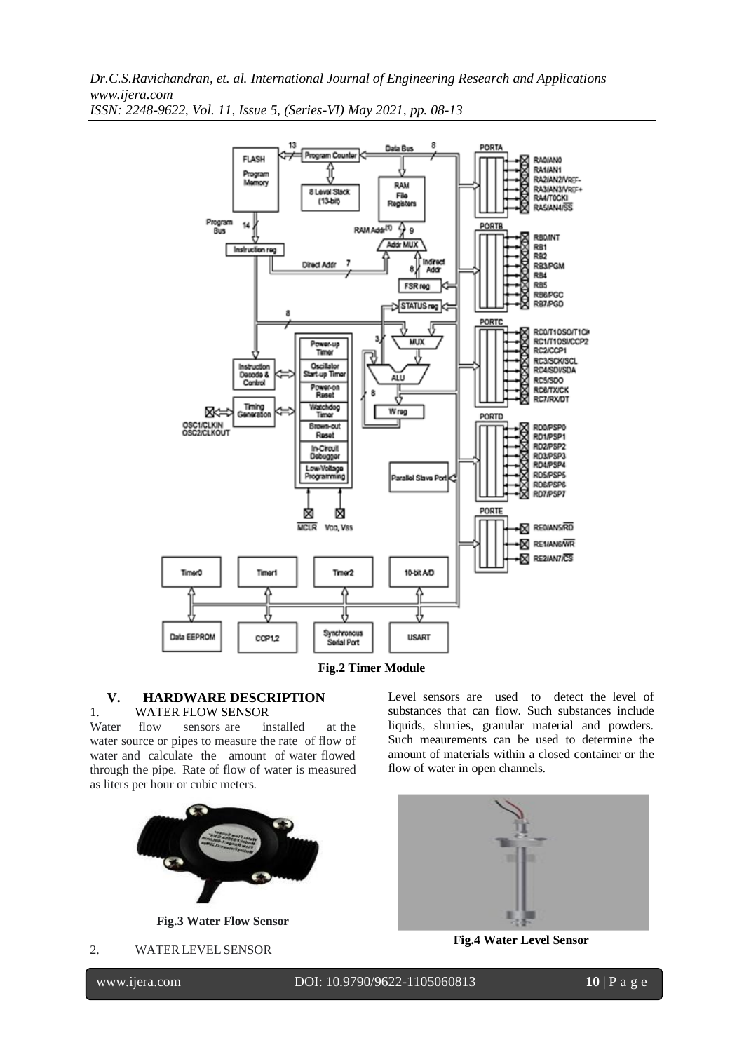**Fig.2 Timer Module**

## V. HARDWARE DESCRIPTION

1. WATER FLOW SENSOR

Water flow sensors are installed at the water source or pipes to measure the rate of flow of water and calculate the amount of water flowed through the pipe. Rate of flow of water is measured as liters per hour or cubic meters.

**Fig.3 Water Flow Sensor**

2. WATER LEVEL SENSOR

Level sensors are used to detect the level of substances that can flow. Such substances include liquids, slurries, granular material and powders. Such meaurements can be used to determine the amount of materials within a closed container or the flow of water in open channels.

**Fig.4 Water Level Sensor**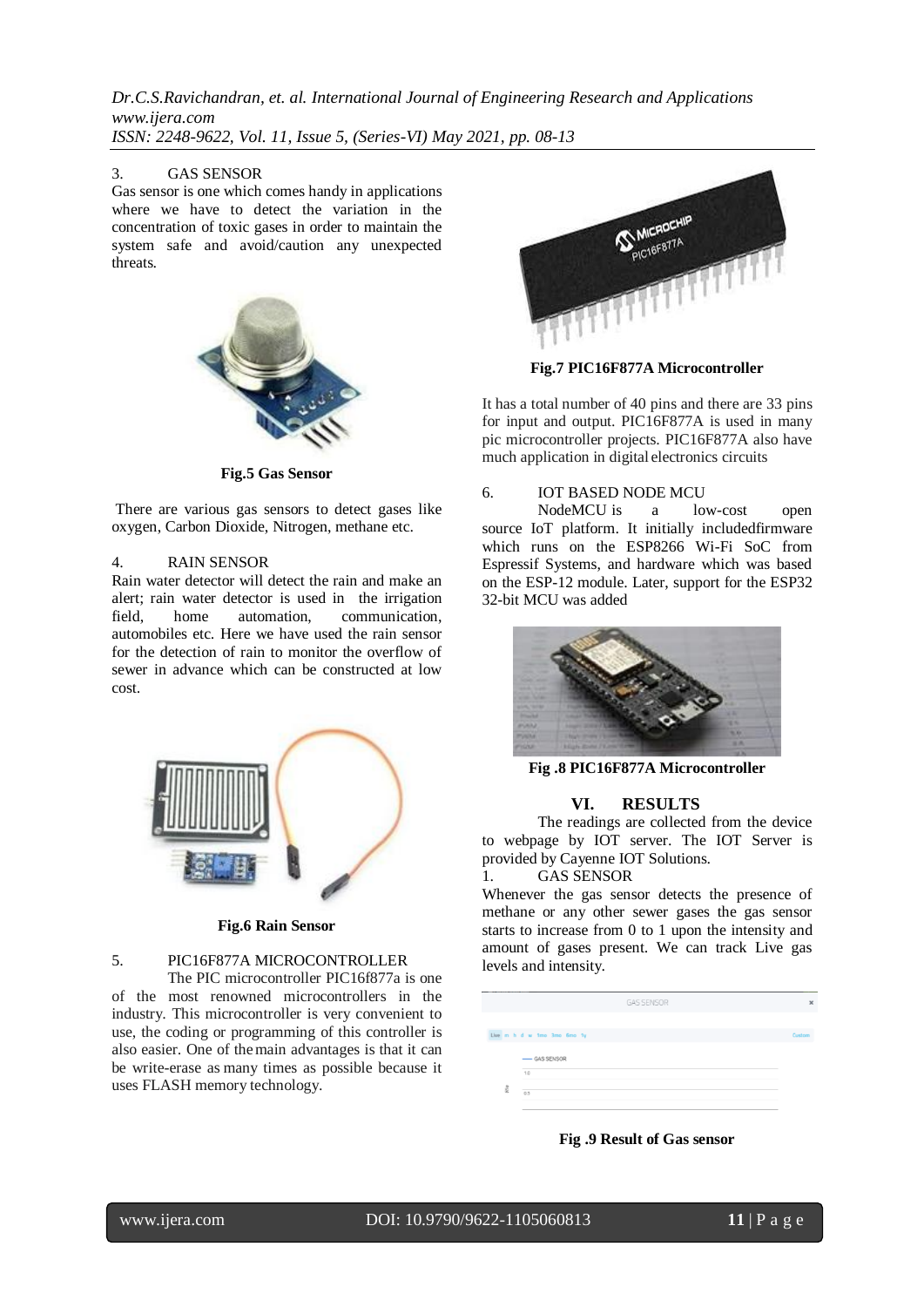3. GAS SENSOR

Gas sensor is one which comes handy in applications where we have to detect the variation in the concentration of toxic gases in order to maintain the system safe and avoid/caution any unexpected threats.

**Fig.5 Gas Sensor**

There are various gas sensors to detect gases like oxygen, Carbon Dioxide, Nitrogen, methane etc.

4. RAIN SENSOR

Rain water detector will detect the rain and make an alert; rain water detector is used in the irrigation field, home automation, communication, automobiles etc. Here we have used the rain sensor for the detection of rain to monitor the overflow of sewer in advance which can be constructed at low cost.

**Fig.6 Rain Sensor**

5. PIC16F877A MICROCONTROLLER

The PIC microcontroller PIC16f877a is one of the most renowned microcontrollers in the industry. This microcontroller is very convenient to use, the coding or programming of this controller is also easier. One of the main advantages is that it can be write-erase as many times as possible because it uses FLASH memory technology.

**Fig.7 PIC16F877A Microcontroller**

It has a total number of 40 pins and there are 33 pins for input and output. PIC16F877A is used in many pic microcontroller projects. PIC16F877A also have much application in digital electronics circuits

6. IOT BASED NODE MCU

NodeMCU is a low-cost open source IoT platform. It initially includedfirmware which runs on the ESP8266 Wi-Fi SoC from Espressif Systems, and hardware which was based on the ESP-12 module. Later, support for the ESP32 32-bit MCU was added

**Fig .8 PIC16F877A Microcontroller**

## VI. RESULTS

The readings are collected from the device to webpage by IOT server. The IOT Server is provided by Cayenne IOT Solutions.

1. GAS SENSOR

Whenever the gas sensor detects the presence of methane or any other sewer gases the gas sensor starts to increase from 0 to 1 upon the intensity and amount of gases present. We can track Live gas levels and intensity.

**Fig .9 Result of Gas sensor**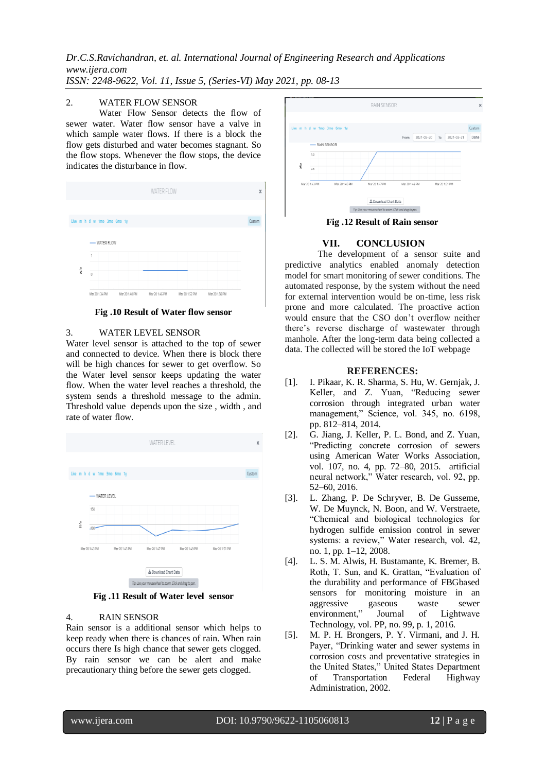2. WATER FLOW SENSOR

Water Flow Sensor detects the flow of sewer water. Water flow sensor have a valve in which sample water flows. If there is a block the flow gets disturbed and water becomes stagnant. So the flow stops. Whenever the flow stops, the device indicates the disturbance in flow.

**Fig .10 Result of Water flow sensor**

3. WATER LEVEL SENSOR

Water level sensor is attached to the top of sewer and connected to device. When there is block there will be high chances for sewer to get overflow. So the Water level sensor keeps updating the water flow. When the water level reaches a threshold, the system sends a threshold message to the admin. Threshold value depends upon the size , width , and rate of water flow.

**Fig .11 Result of Water level sensor**

4. RAIN SENSOR

Rain sensor is a additional sensor which helps to keep ready when there is chances of rain. When rain occurs there Is high chance that sewer gets clogged. By rain sensor we can be alert and make precautionary thing before the sewer gets clogged.

**Fig .12 Result of Rain sensor**

## VII. CONCLUSION

The development of a sensor suite and predictive analytics enabled anomaly detection model for smart monitoring of sewer conditions. The automated response, by the system without the need for external intervention would be on-time, less risk prone and more calculated. The proactive action would ensure that the CSO don't overflow neither there's reverse discharge of wastewater through manhole. After the long-term data being collected a data. The collected will be stored the IoT webpage

## REFERENCES:

[1]. I. Pikaar, K. R. Sharma, S. Hu, W. Gernjak, J. Keller, and Z. Yuan, "Reducing sewer corrosion through integrated urban water management," Science, vol. 345, no. 6198, pp. 812–814, 2014.

[2]. G. Jiang, J. Keller, P. L. Bond, and Z. Yuan, "Predicting concrete corrosion of sewers using American Water Works Association, vol. 107, no. 4, pp. 72–80, 2015. artificial neural network," Water research, vol. 92, pp. 52–60, 2016.

[3]. L. Zhang, P. De Schryver, B. De Gusseme, W. De Muynck, N. Boon, and W. Verstraete, "Chemical and biological technologies for hydrogen sulfide emission control in sewer systems: a review," Water research, vol. 42, no. 1, pp. 1–12, 2008.

[4]. L. S. M. Alwis, H. Bustamante, K. Bremer, B. Roth, T. Sun, and K. Grattan, "Evaluation of the durability and performance of FBGbased sensors for monitoring moisture in an aggressive gaseous waste sewer environment," Journal of Lightwave Technology, vol. PP, no. 99, p. 1, 2016.

[5]. M. P. H. Brongers, P. Y. Virmani, and J. H. Payer, "Drinking water and sewer systems in corrosion costs and preventative strategies in the United States," United States Department of Transportation Federal Highway Administration, 2002.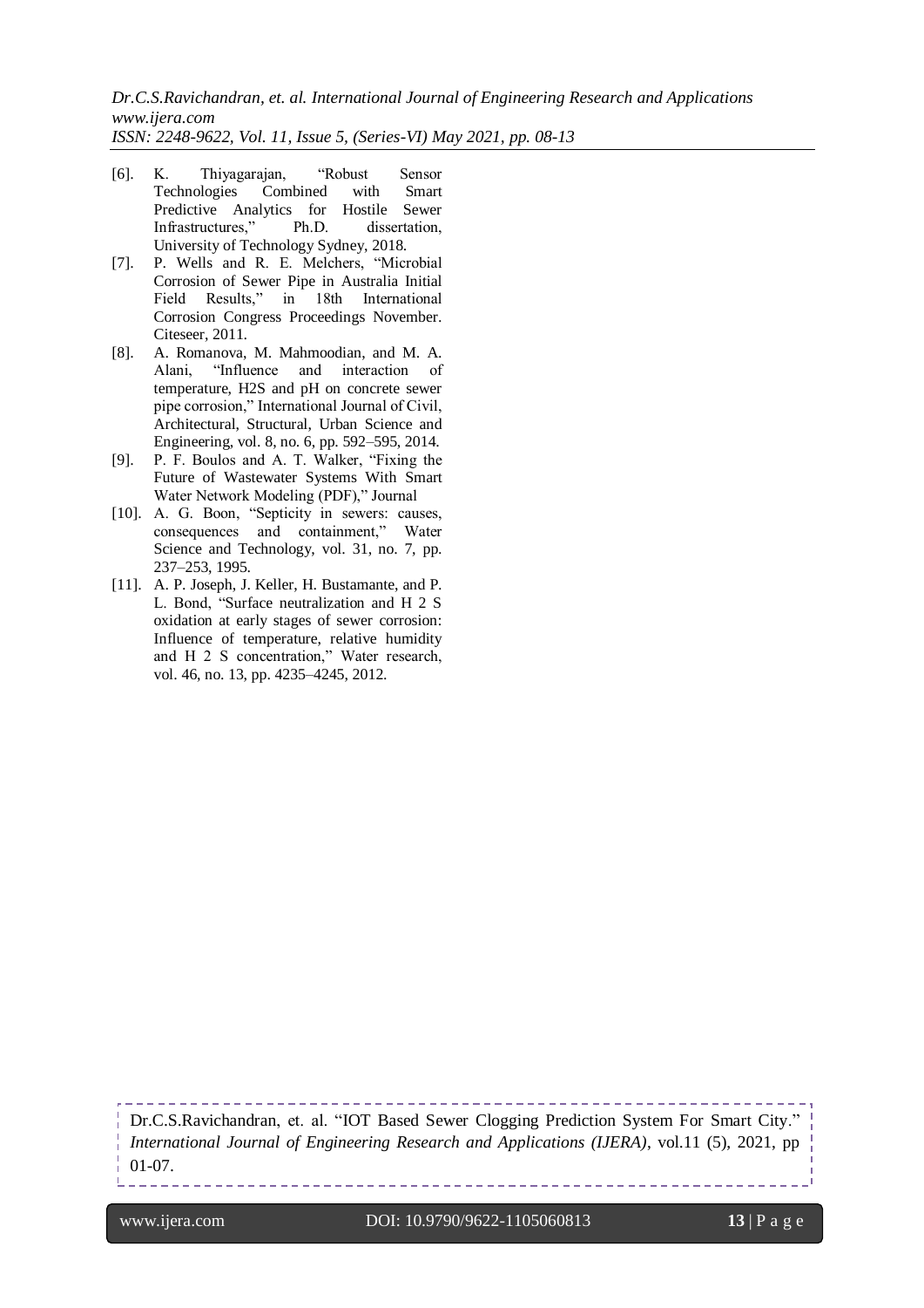[6]. K. Thiyagarajan, "Robust Sensor Technologies Combined with Smart Predictive Analytics for Hostile Sewer Infrastructures," Ph.D. dissertation, University of Technology Sydney, 2018.

[7]. P. Wells and R. E. Melchers, "Microbial Corrosion of Sewer Pipe in Australia Initial Field Results," in 18th International Corrosion Congress Proceedings November. Citeseer, 2011.

[8]. A. Romanova, M. Mahmoodian, and M. A. Alani, "Influence and interaction of temperature, H2S and pH on concrete sewer pipe corrosion," International Journal of Civil, Architectural, Structural, Urban Science and Engineering, vol. 8, no. 6, pp. 592–595, 2014.

[9]. P. F. Boulos and A. T. Walker, "Fixing the Future of Wastewater Systems With Smart Water Network Modeling (PDF)," Journal

[10]. A. G. Boon, "Septicity in sewers: causes, consequences and containment," Water Science and Technology, vol. 31, no. 7, pp. 237–253, 1995.

[11]. A. P. Joseph, J. Keller, H. Bustamante, and P. L. Bond, "Surface neutralization and H 2 S oxidation at early stages of sewer corrosion: Influence of temperature, relative humidity and H 2 S concentration," Water research, vol. 46, no. 13, pp. 4235–4245, 2012.

Dr.C.S.Ravichandran, et. al. "IOT Based Sewer Clogging Prediction System For Smart City." *International Journal of Engineering Research and Applications (IJERA)*, vol.11 (5), 2021, pp 01-07.